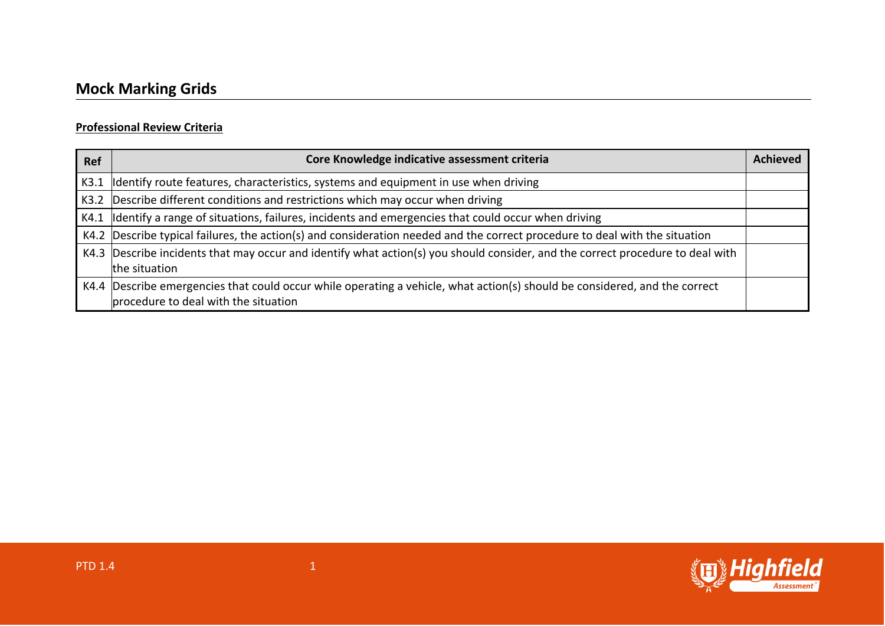# Mock Marking Grids

**Professional Review Criteria**

| Ref | Core Knowledge indicative assessment criteria | Achieved |
|---|---|---|
| K3.1 | Identify route features, characteristics, systems and equipment in use when driving | |
| K3.2 | Describe different conditions and restrictions which may occur when driving | |
| K4.1 | Identify a range of situations, failures, incidents and emergencies that could occur when driving | |
| K4.2 | Describe typical failures, the action(s) and consideration needed and the correct procedure to deal with the situation | |
| K4.3 | Describe incidents that may occur and identify what action(s) you should consider, and the correct procedure to deal with the situation | |
| K4.4 | Describe emergencies that could occur while operating a vehicle, what action(s) should be considered, and the correct procedure to deal with the situation | |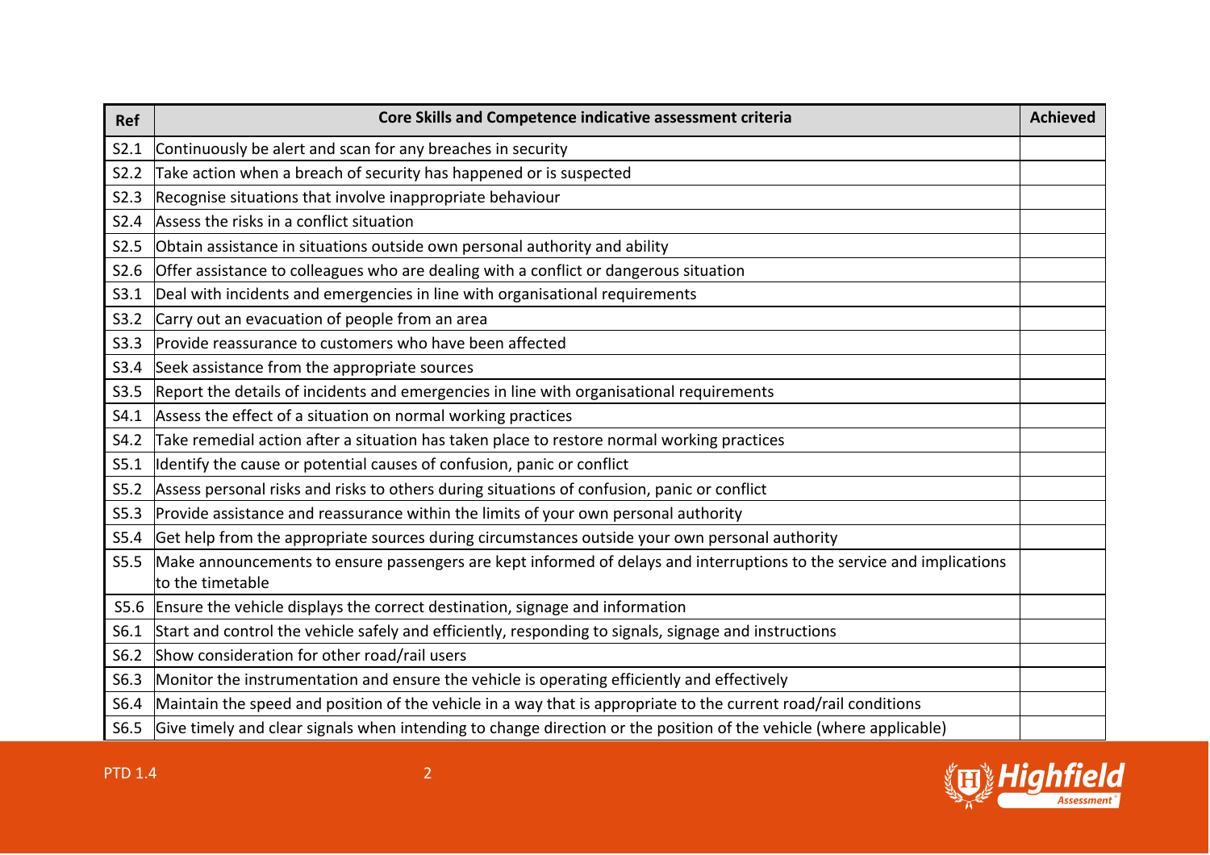| Ref | Core Skills and Competence indicative assessment criteria | Achieved |
| --- | --- | --- |
| S2.1 | Continuously be alert and scan for any breaches in security | |
| S2.2 | Take action when a breach of security has happened or is suspected | |
| S2.3 | Recognise situations that involve inappropriate behaviour | |
| S2.4 | Assess the risks in a conflict situation | |
| S2.5 | Obtain assistance in situations outside own personal authority and ability | |
| S2.6 | Offer assistance to colleagues who are dealing with a conflict or dangerous situation | |
| S3.1 | Deal with incidents and emergencies in line with organisational requirements | |
| S3.2 | Carry out an evacuation of people from an area | |
| S3.3 | Provide reassurance to customers who have been affected | |
| S3.4 | Seek assistance from the appropriate sources | |
| S3.5 | Report the details of incidents and emergencies in line with organisational requirements | |
| S4.1 | Assess the effect of a situation on normal working practices | |
| S4.2 | Take remedial action after a situation has taken place to restore normal working practices | |
| S5.1 | Identify the cause or potential causes of confusion, panic or conflict | |
| S5.2 | Assess personal risks and risks to others during situations of confusion, panic or conflict | |
| S5.3 | Provide assistance and reassurance within the limits of your own personal authority | |
| S5.4 | Get help from the appropriate sources during circumstances outside your own personal authority | |
| S5.5 | Make announcements to ensure passengers are kept informed of delays and interruptions to the service and implications to the timetable | |
| S5.6 | Ensure the vehicle displays the correct destination, signage and information | |
| S6.1 | Start and control the vehicle safely and efficiently, responding to signals, signage and instructions | |
| S6.2 | Show consideration for other road/rail users | |
| S6.3 | Monitor the instrumentation and ensure the vehicle is operating efficiently and effectively | |
| S6.4 | Maintain the speed and position of the vehicle in a way that is appropriate to the current road/rail conditions | |
| S6.5 | Give timely and clear signals when intending to change direction or the position of the vehicle (where applicable) | |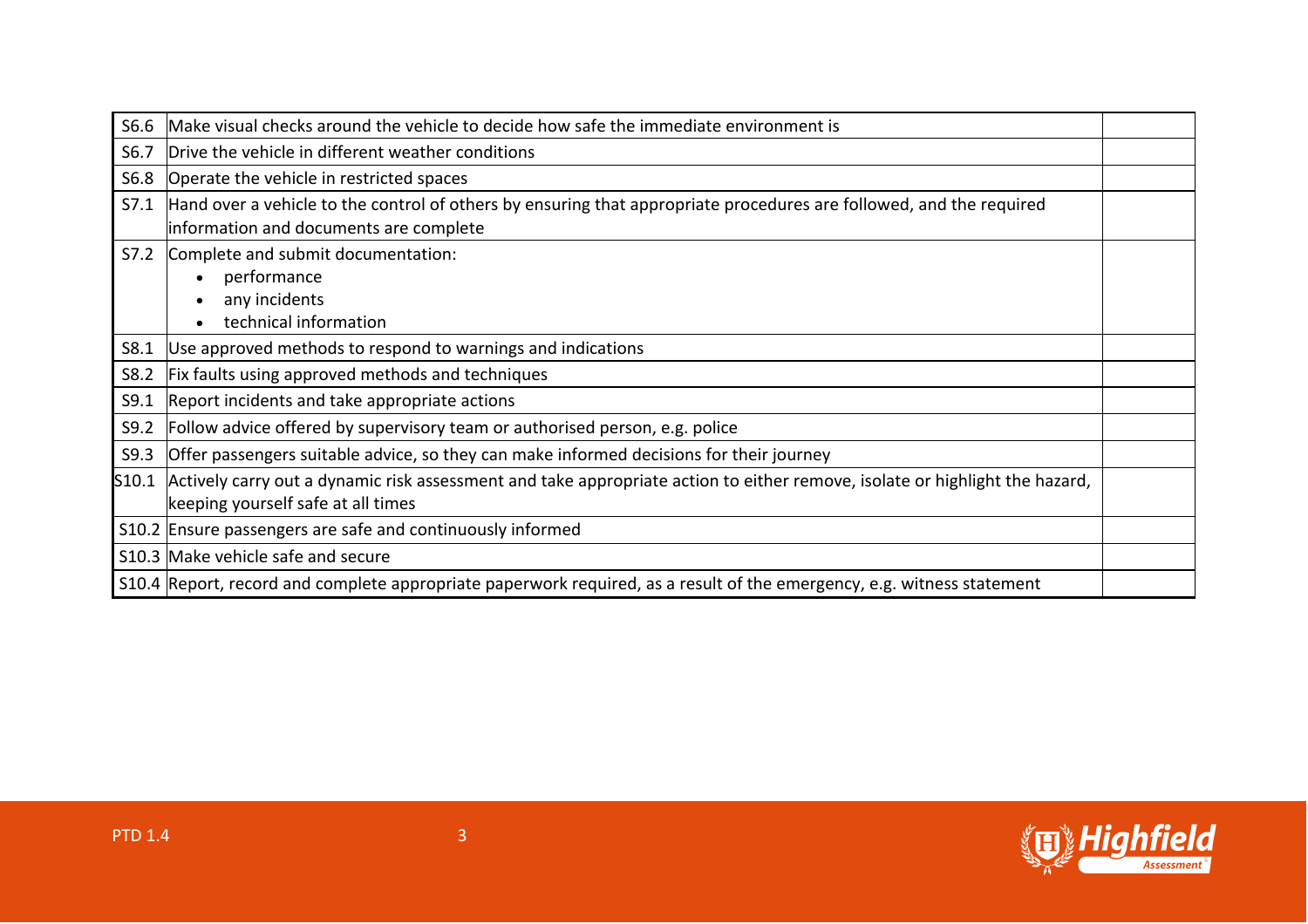| | | |
|---|---|---|
| S6.6 | Make visual checks around the vehicle to decide how safe the immediate environment is | |
| S6.7 | Drive the vehicle in different weather conditions | |
| S6.8 | Operate the vehicle in restricted spaces | |
| S7.1 | Hand over a vehicle to the control of others by ensuring that appropriate procedures are followed, and the required information and documents are complete | |
| S7.2 | Complete and submit documentation:<br>• performance<br>• any incidents<br>• technical information | |
| S8.1 | Use approved methods to respond to warnings and indications | |
| S8.2 | Fix faults using approved methods and techniques | |
| S9.1 | Report incidents and take appropriate actions | |
| S9.2 | Follow advice offered by supervisory team or authorised person, e.g. police | |
| S9.3 | Offer passengers suitable advice, so they can make informed decisions for their journey | |
| S10.1 | Actively carry out a dynamic risk assessment and take appropriate action to either remove, isolate or highlight the hazard, keeping yourself safe at all times | |
| S10.2 | Ensure passengers are safe and continuously informed | |
| S10.3 | Make vehicle safe and secure | |
| S10.4 | Report, record and complete appropriate paperwork required, as a result of the emergency, e.g. witness statement | |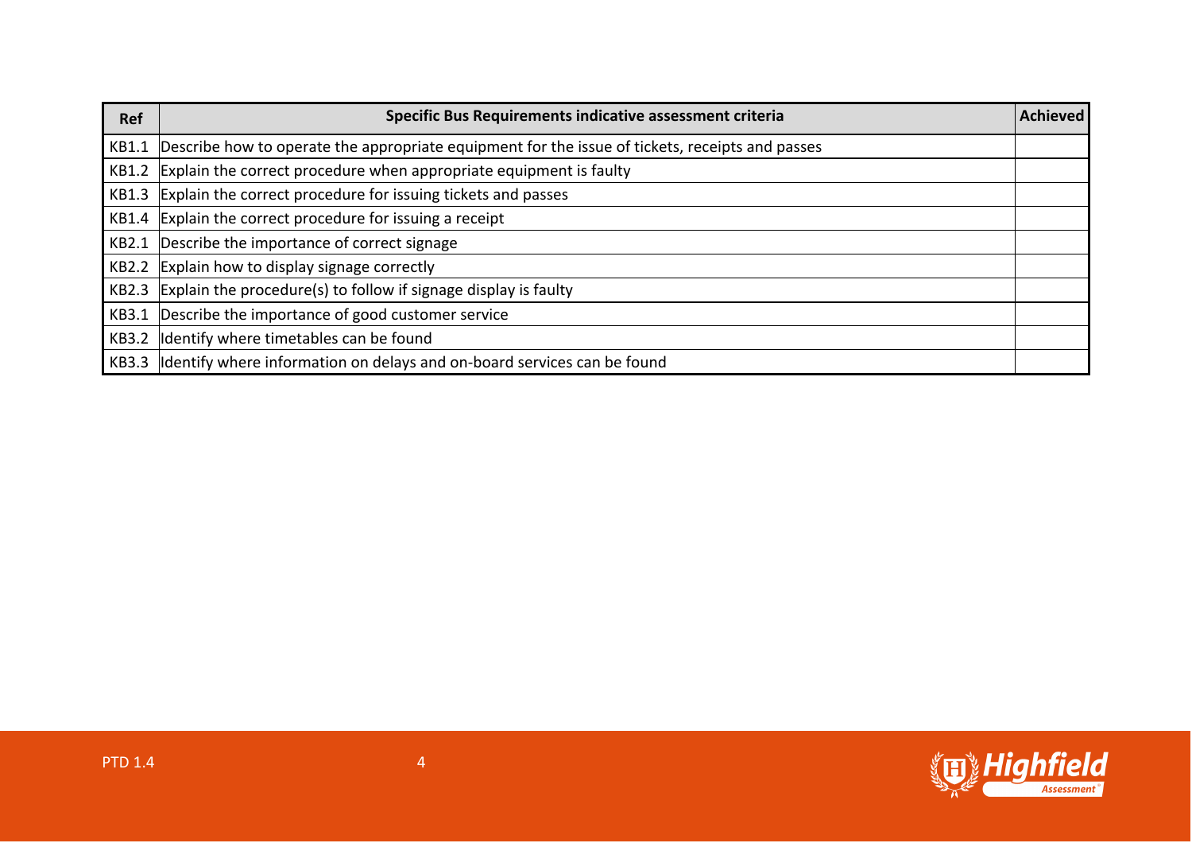| Ref | Specific Bus Requirements indicative assessment criteria | Achieved |
|---|---|---|
| KB1.1 | Describe how to operate the appropriate equipment for the issue of tickets, receipts and passes | |
| KB1.2 | Explain the correct procedure when appropriate equipment is faulty | |
| KB1.3 | Explain the correct procedure for issuing tickets and passes | |
| KB1.4 | Explain the correct procedure for issuing a receipt | |
| KB2.1 | Describe the importance of correct signage | |
| KB2.2 | Explain how to display signage correctly | |
| KB2.3 | Explain the procedure(s) to follow if signage display is faulty | |
| KB3.1 | Describe the importance of good customer service | |
| KB3.2 | Identify where timetables can be found | |
| KB3.3 | Identify where information on delays and on-board services can be found | |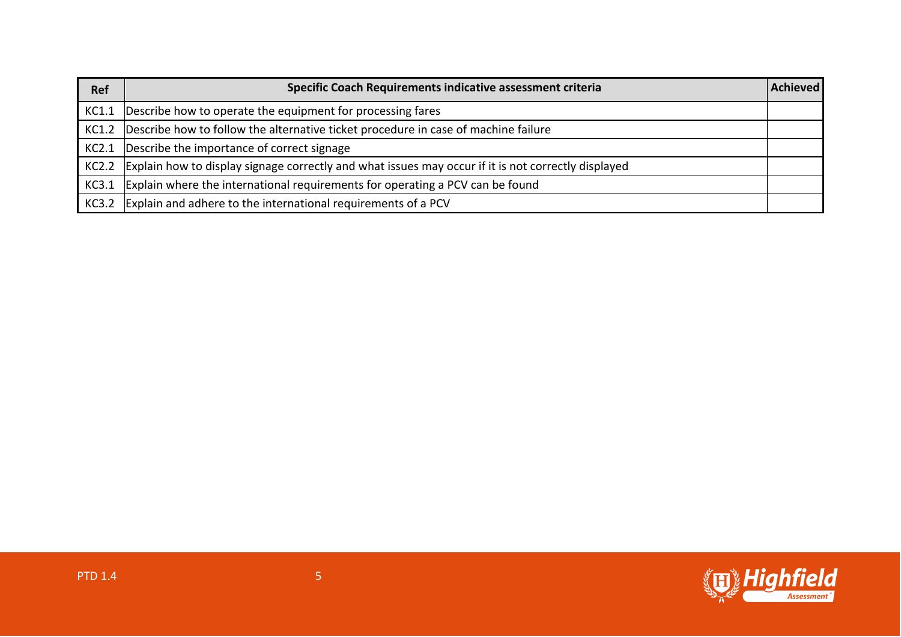| Ref | Specific Coach Requirements indicative assessment criteria | Achieved |
| --- | --- | --- |
| KC1.1 | Describe how to operate the equipment for processing fares | |
| KC1.2 | Describe how to follow the alternative ticket procedure in case of machine failure | |
| KC2.1 | Describe the importance of correct signage | |
| KC2.2 | Explain how to display signage correctly and what issues may occur if it is not correctly displayed | |
| KC3.1 | Explain where the international requirements for operating a PCV can be found | |
| KC3.2 | Explain and adhere to the international requirements of a PCV | |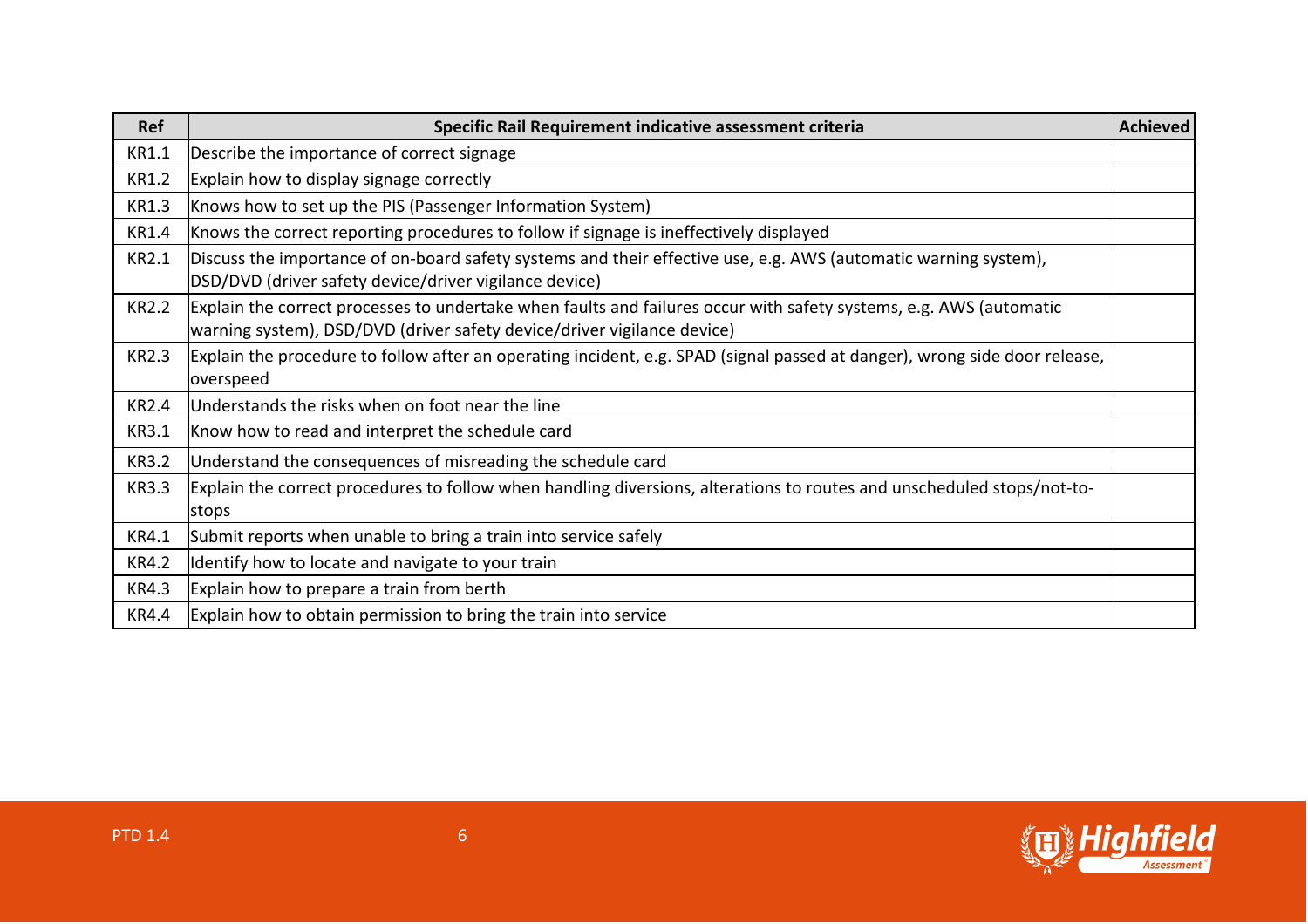| Ref | Specific Rail Requirement indicative assessment criteria | Achieved |
|---|---|---|
| KR1.1 | Describe the importance of correct signage | |
| KR1.2 | Explain how to display signage correctly | |
| KR1.3 | Knows how to set up the PIS (Passenger Information System) | |
| KR1.4 | Knows the correct reporting procedures to follow if signage is ineffectively displayed | |
| KR2.1 | Discuss the importance of on-board safety systems and their effective use, e.g. AWS (automatic warning system), DSD/DVD (driver safety device/driver vigilance device) | |
| KR2.2 | Explain the correct processes to undertake when faults and failures occur with safety systems, e.g. AWS (automatic warning system), DSD/DVD (driver safety device/driver vigilance device) | |
| KR2.3 | Explain the procedure to follow after an operating incident, e.g. SPAD (signal passed at danger), wrong side door release, overspeed | |
| KR2.4 | Understands the risks when on foot near the line | |
| KR3.1 | Know how to read and interpret the schedule card | |
| KR3.2 | Understand the consequences of misreading the schedule card | |
| KR3.3 | Explain the correct procedures to follow when handling diversions, alterations to routes and unscheduled stops/not-to-stops | |
| KR4.1 | Submit reports when unable to bring a train into service safely | |
| KR4.2 | Identify how to locate and navigate to your train | |
| KR4.3 | Explain how to prepare a train from berth | |
| KR4.4 | Explain how to obtain permission to bring the train into service | |